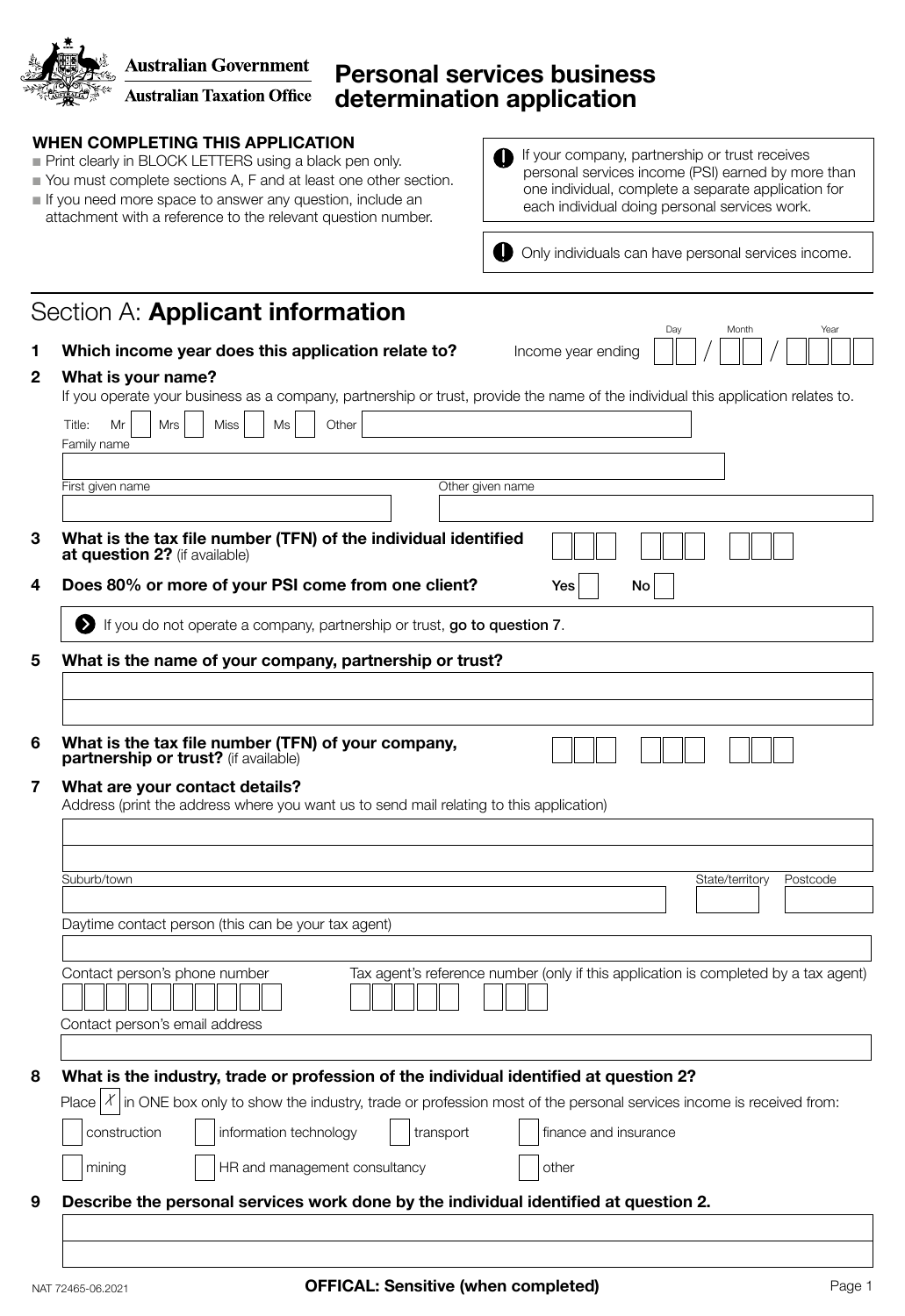Australian Government

Australian Taxation Office

# Personal services business determination application

**WHEN COMPLETING THIS APPLICATION**

- Print clearly in BLOCK LETTERS using a black pen only.
- You must complete sections A, F and at least one other section.
- If you need more space to answer any question, include an attachment with a reference to the relevant question number.

If your company, partnership or trust receives personal services income (PSI) earned by more than one individual, complete a separate application for each individual doing personal services work.

Only individuals can have personal services income.

## Section A: **Applicant information**

**1 Which income year does this application relate to?** Income year ending Day / Month / Year

**2 What is your name?**
If you operate your business as a company, partnership or trust, provide the name of the individual this application relates to.

Title: Mr ☐ Mrs ☐ Miss ☐ Ms ☐ Other

Family name

First given name

Other given name

**3 What is the tax file number (TFN) of the individual identified at question 2?** (if available)

**4 Does 80% or more of your PSI come from one client?** Yes ☐ No ☐

If you do not operate a company, partnership or trust, **go to question 7**.

**5 What is the name of your company, partnership or trust?**

**6 What is the tax file number (TFN) of your company, partnership or trust?** (if available)

**7 What are your contact details?**
Address (print the address where you want us to send mail relating to this application)

Suburb/town

State/territory

Postcode

Daytime contact person (this can be your tax agent)

Contact person's phone number

Tax agent's reference number (only if this application is completed by a tax agent)

Contact person's email address

**8 What is the industry, trade or profession of the individual identified at question 2?**
Place X in ONE box only to show the industry, trade or profession most of the personal services income is received from:

☐ construction ☐ information technology ☐ transport ☐ finance and insurance

☐ mining ☐ HR and management consultancy ☐ other

**9 Describe the personal services work done by the individual identified at question 2.**

NAT 72465-06.2021

**OFFICAL: Sensitive (when completed)**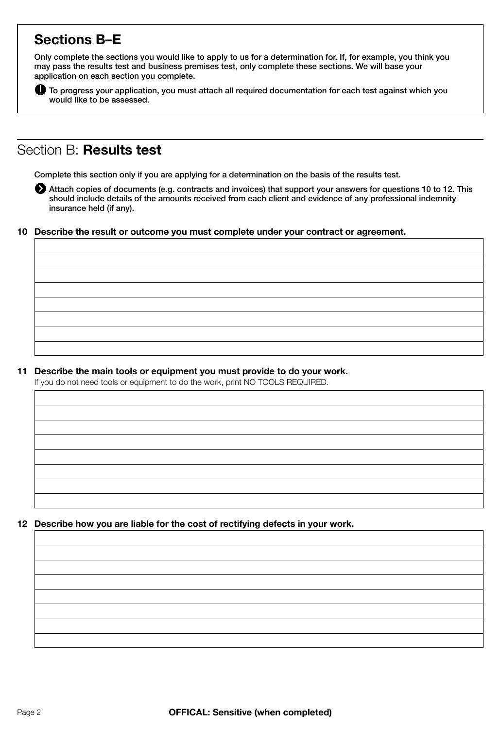## Sections B–E

**Only complete the sections you would like to apply to us for a determination for. If, for example, you think you may pass the results test and business premises test, only complete these sections. We will base your application on each section you complete.**

**To progress your application, you must attach all required documentation for each test against which you would like to be assessed.**

## Section B: **Results test**

**Complete this section only if you are applying for a determination on the basis of the results test.**

**Attach copies of documents (e.g. contracts and invoices) that support your answers for questions 10 to 12. This should include details of the amounts received from each client and evidence of any professional indemnity insurance held (if any).**

**10 Describe the result or outcome you must complete under your contract or agreement.**

**11 Describe the main tools or equipment you must provide to do your work.**

If you do not need tools or equipment to do the work, print NO TOOLS REQUIRED.

**12 Describe how you are liable for the cost of rectifying defects in your work.**

**OFFICAL: Sensitive (when completed)**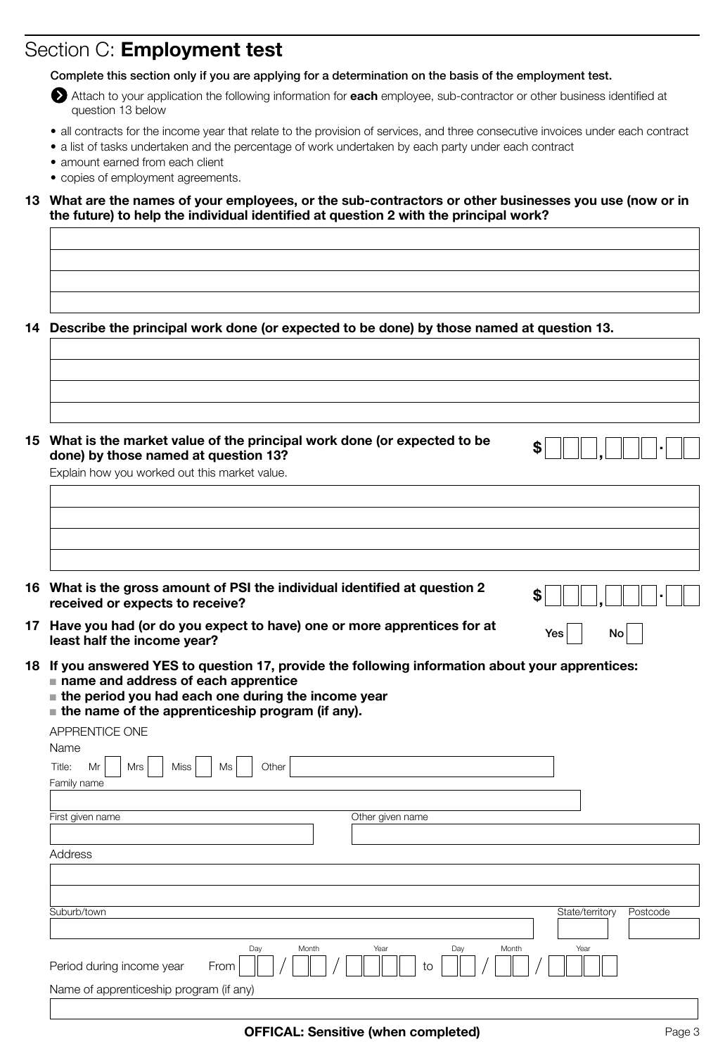# Section C: **Employment test**

**Complete this section only if you are applying for a determination on the basis of the employment test.**

Attach to your application the following information for **each** employee, sub-contractor or other business identified at question 13 below

- all contracts for the income year that relate to the provision of services, and three consecutive invoices under each contract
- a list of tasks undertaken and the percentage of work undertaken by each party under each contract
- amount earned from each client
- copies of employment agreements.

**13 What are the names of your employees, or the sub-contractors or other businesses you use (now or in the future) to help the individual identified at question 2 with the principal work?**

**14 Describe the principal work done (or expected to be done) by those named at question 13.**

**15 What is the market value of the principal work done (or expected to be done) by those named at question 13?** $ ___ , ___ . __

Explain how you worked out this market value.

**16 What is the gross amount of PSI the individual identified at question 2 received or expects to receive?** $ ___ , ___ . __

**17 Have you had (or do you expect to have) one or more apprentices for at least half the income year?** Yes ☐ No ☐

**18 If you answered YES to question 17, provide the following information about your apprentices:**

- **name and address of each apprentice**
- **the period you had each one during the income year**
- **the name of the apprenticeship program (if any).**

APPRENTICE ONE

Name

Title: Mr ☐ Mrs ☐ Miss ☐ Ms ☐ Other

Family name

First given name

Other given name

Address

Suburb/town

State/territory

Postcode

Period during income year From Day / Month / Year to Day / Month / Year

Name of apprenticeship program (if any)

**OFFICAL: Sensitive (when completed)**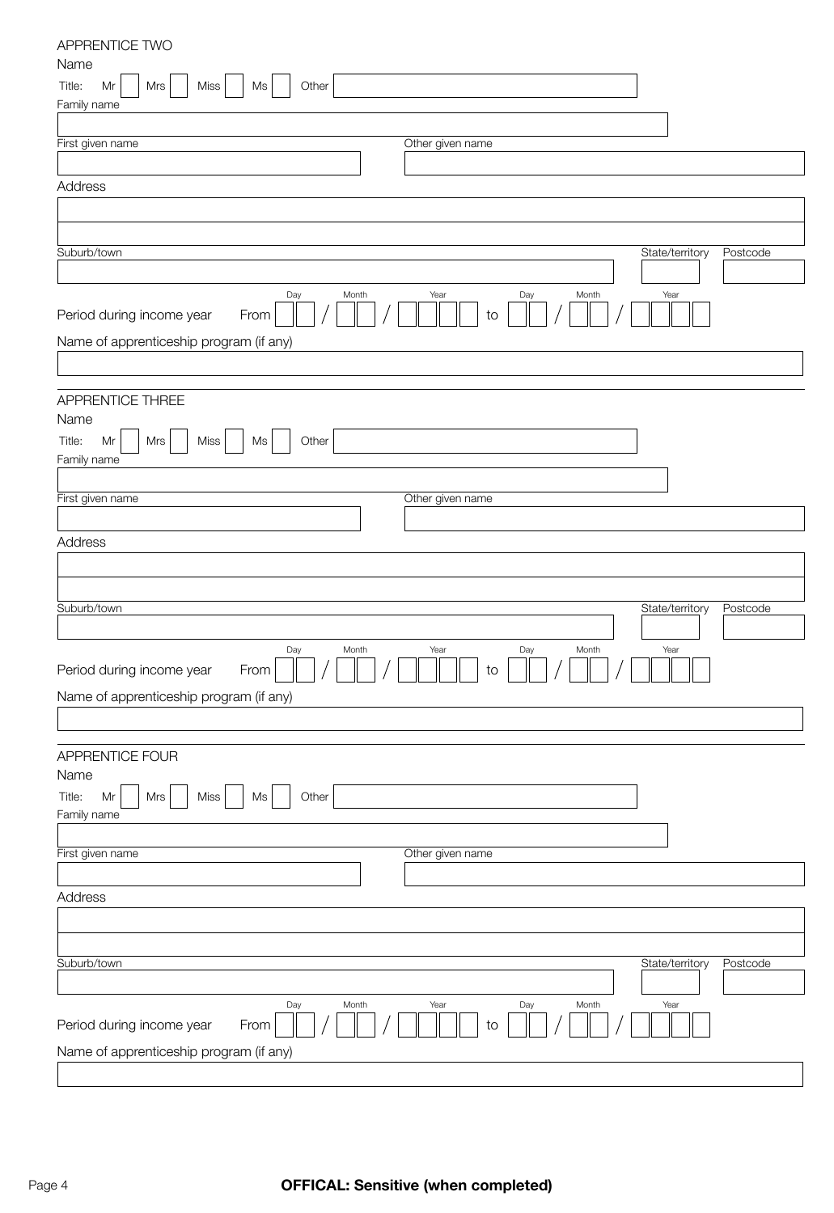APPRENTICE TWO

Name

Title: Mr ☐ Mrs ☐ Miss ☐ Ms ☐ Other ____________________

Family name

____________________

First given name ____________________ Other given name ____________________

Address

____________________

____________________

Suburb/town ____________________ State/territory ______ Postcode ______

Period during income year From (Day / Month / Year) ___ / ___ / _____ to (Day / Month / Year) ___ / ___ / _____

Name of apprenticeship program (if any)

____________________

---

APPRENTICE THREE

Name

Title: Mr ☐ Mrs ☐ Miss ☐ Ms ☐ Other ____________________

Family name

____________________

First given name ____________________ Other given name ____________________

Address

____________________

____________________

Suburb/town ____________________ State/territory ______ Postcode ______

Period during income year From (Day / Month / Year) ___ / ___ / _____ to (Day / Month / Year) ___ / ___ / _____

Name of apprenticeship program (if any)

____________________

---

APPRENTICE FOUR

Name

Title: Mr ☐ Mrs ☐ Miss ☐ Ms ☐ Other ____________________

Family name

____________________

First given name ____________________ Other given name ____________________

Address

____________________

____________________

Suburb/town ____________________ State/territory ______ Postcode ______

Period during income year From (Day / Month / Year) ___ / ___ / _____ to (Day / Month / Year) ___ / ___ / _____

Name of apprenticeship program (if any)

____________________

**OFFICAL: Sensitive (when completed)**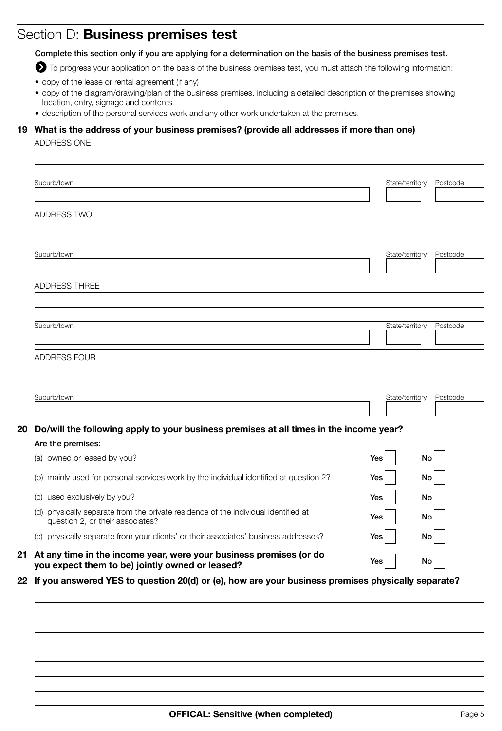# Section D: **Business premises test**

**Complete this section only if you are applying for a determination on the basis of the business premises test.**

To progress your application on the basis of the business premises test, you must attach the following information:

- copy of the lease or rental agreement (if any)
- copy of the diagram/drawing/plan of the business premises, including a detailed description of the premises showing location, entry, signage and contents
- description of the personal services work and any other work undertaken at the premises.

**19 What is the address of your business premises? (provide all addresses if more than one)**

ADDRESS ONE

Suburb/town | State/territory | Postcode

ADDRESS TWO

Suburb/town | State/territory | Postcode

ADDRESS THREE

Suburb/town | State/territory | Postcode

ADDRESS FOUR

Suburb/town | State/territory | Postcode

**20 Do/will the following apply to your business premises at all times in the income year?**

**Are the premises:**

| | | |
|---|---|---|
| (a) owned or leased by you? | Yes | No |
| (b) mainly used for personal services work by the individual identified at question 2? | Yes | No |
| (c) used exclusively by you? | Yes | No |
| (d) physically separate from the private residence of the individual identified at question 2, or their associates? | Yes | No |
| (e) physically separate from your clients' or their associates' business addresses? | Yes | No |

**21 At any time in the income year, were your business premises (or do you expect them to be) jointly owned or leased?** Yes No

**22 If you answered YES to question 20(d) or (e), how are your business premises physically separate?**

**OFFICAL: Sensitive (when completed)**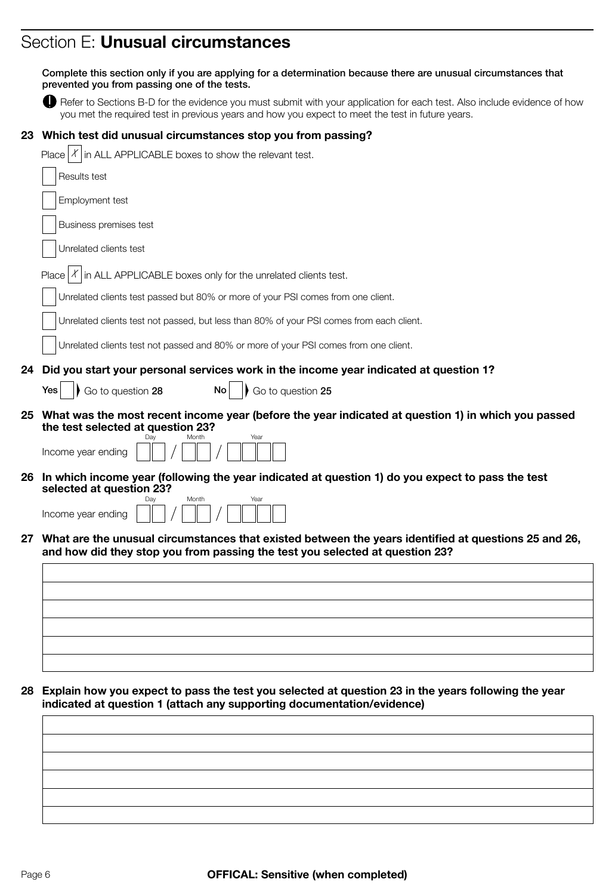# Section E: **Unusual circumstances**

**Complete this section only if you are applying for a determination because there are unusual circumstances that prevented you from passing one of the tests.**

**!** Refer to Sections B-D for the evidence you must submit with your application for each test. Also include evidence of how you met the required test in previous years and how you expect to meet the test in future years.

**23 Which test did unusual circumstances stop you from passing?**

Place X in ALL APPLICABLE boxes to show the relevant test.

- [ ] Results test
- [ ] Employment test
- [ ] Business premises test
- [ ] Unrelated clients test

Place X in ALL APPLICABLE boxes only for the unrelated clients test.

- [ ] Unrelated clients test passed but 80% or more of your PSI comes from one client.
- [ ] Unrelated clients test not passed, but less than 80% of your PSI comes from each client.
- [ ] Unrelated clients test not passed and 80% or more of your PSI comes from one client.

**24 Did you start your personal services work in the income year indicated at question 1?**

**Yes** [ ] Go to question **28** **No** [ ] Go to question **25**

**25 What was the most recent income year (before the year indicated at question 1) in which you passed the test selected at question 23?**

Income year ending [Day] / [Month] / [Year]

**26 In which income year (following the year indicated at question 1) do you expect to pass the test selected at question 23?**

Income year ending [Day] / [Month] / [Year]

**27 What are the unusual circumstances that existed between the years identified at questions 25 and 26, and how did they stop you from passing the test you selected at question 23?**

**28 Explain how you expect to pass the test you selected at question 23 in the years following the year indicated at question 1 (attach any supporting documentation/evidence)**

**OFFICAL: Sensitive (when completed)**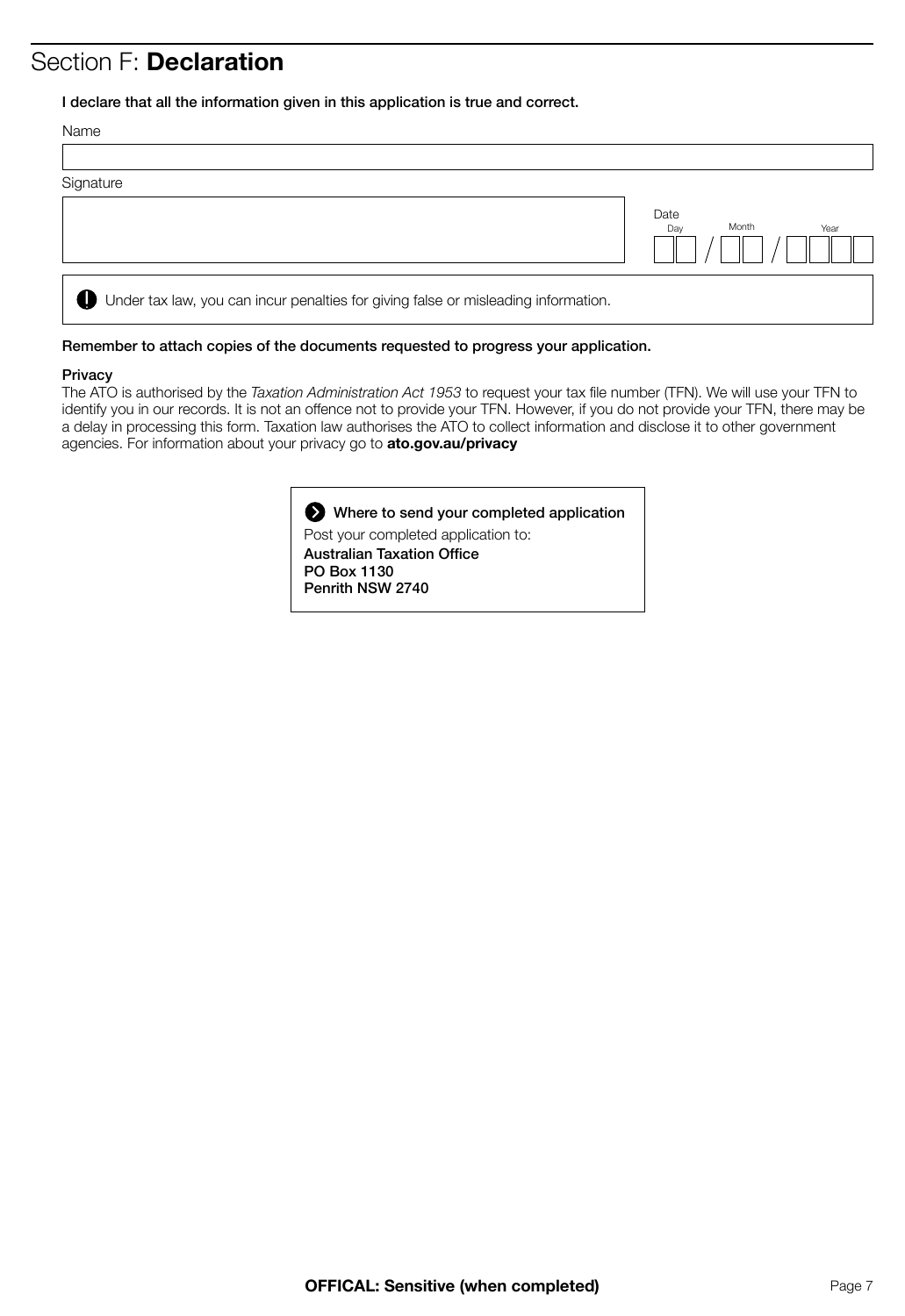# Section F: **Declaration**

**I declare that all the information given in this application is true and correct.**

Name

Signature

Date
Day / Month / Year

Under tax law, you can incur penalties for giving false or misleading information.

**Remember to attach copies of the documents requested to progress your application.**

**Privacy**
The ATO is authorised by the *Taxation Administration Act 1953* to request your tax file number (TFN). We will use your TFN to identify you in our records. It is not an offence not to provide your TFN. However, if you do not provide your TFN, there may be a delay in processing this form. Taxation law authorises the ATO to collect information and disclose it to other government agencies. For information about your privacy go to **ato.gov.au/privacy**

**Where to send your completed application**
Post your completed application to:
**Australian Taxation Office**
**PO Box 1130**
**Penrith NSW 2740**

**OFFICAL: Sensitive (when completed)**